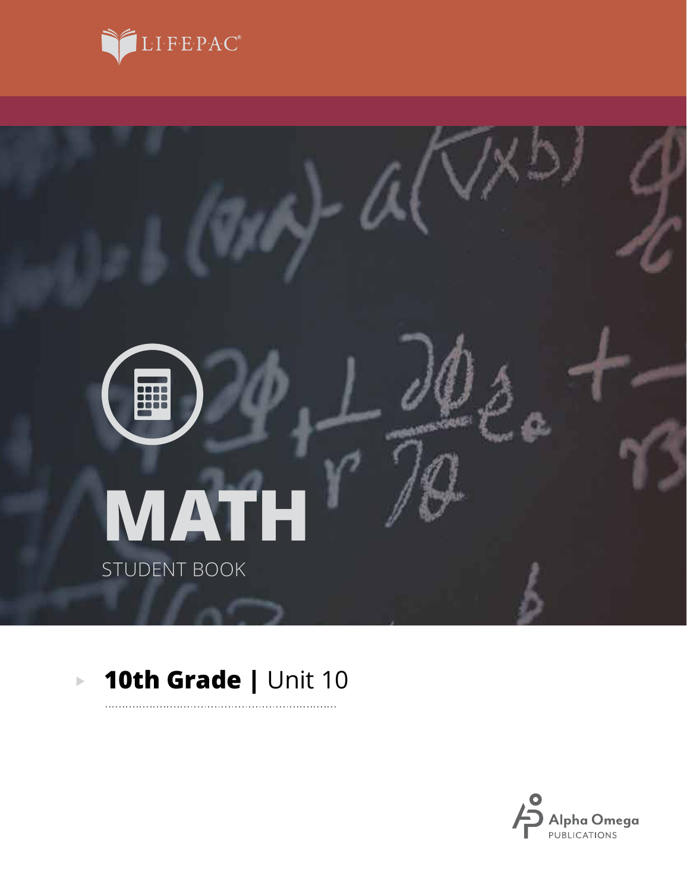LIFEPAC®

# MATH

STUDENT BOOK

## 10th Grade | Unit 10

Alpha Omega PUBLICATIONS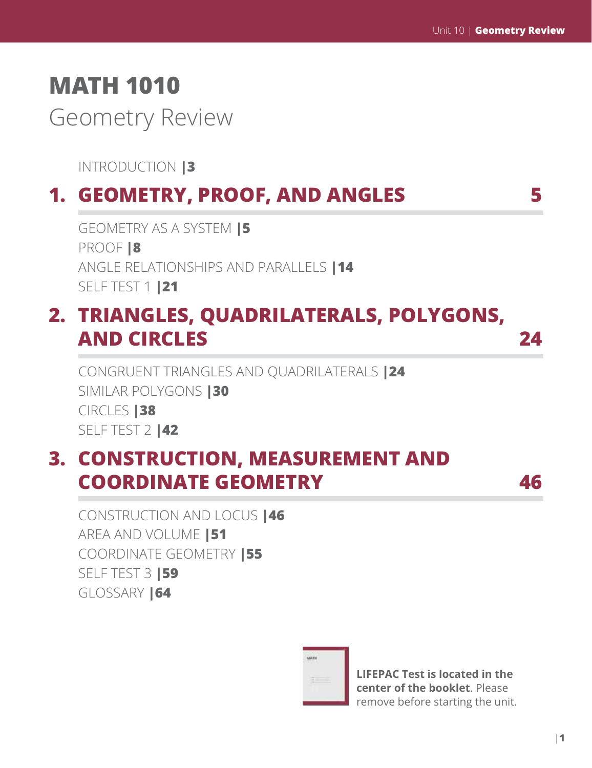# MATH 1010

## Geometry Review

INTRODUCTION |3

## 1. GEOMETRY, PROOF, AND ANGLES 5

GEOMETRY AS A SYSTEM |5
PROOF |8
ANGLE RELATIONSHIPS AND PARALLELS |14
SELF TEST 1 |21

## 2. TRIANGLES, QUADRILATERALS, POLYGONS, AND CIRCLES 24

CONGRUENT TRIANGLES AND QUADRILATERALS |24
SIMILAR POLYGONS |30
CIRCLES |38
SELF TEST 2 |42

## 3. CONSTRUCTION, MEASUREMENT AND COORDINATE GEOMETRY 46

CONSTRUCTION AND LOCUS |46
AREA AND VOLUME |51
COORDINATE GEOMETRY |55
SELF TEST 3 |59
GLOSSARY |64

**LIFEPAC Test is located in the center of the booklet**. Please remove before starting the unit.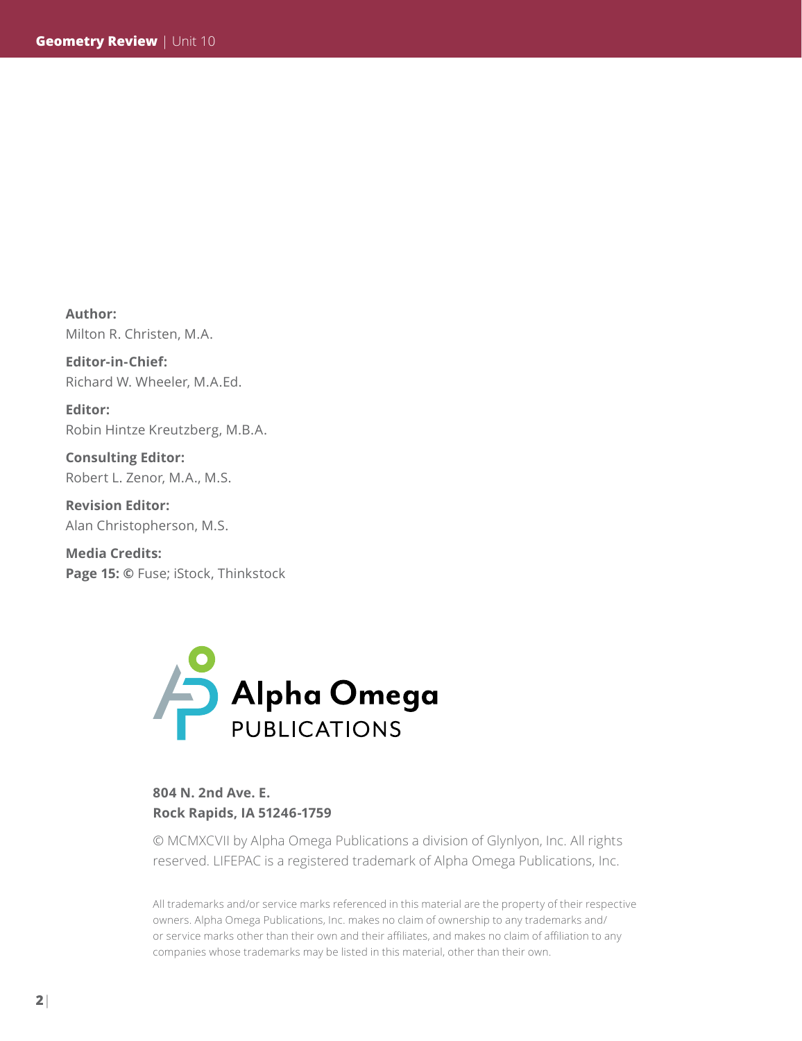**Author:**
Milton R. Christen, M.A.

**Editor-in-Chief:**
Richard W. Wheeler, M.A.Ed.

**Editor:**
Robin Hintze Kreutzberg, M.B.A.

**Consulting Editor:**
Robert L. Zenor, M.A., M.S.

**Revision Editor:**
Alan Christopherson, M.S.

**Media Credits:**
**Page 15: ©** Fuse; iStock, Thinkstock

Alpha Omega PUBLICATIONS

**804 N. 2nd Ave. E.**
**Rock Rapids, IA 51246-1759**

© MCMXCVII by Alpha Omega Publications a division of Glynlyon, Inc. All rights reserved. LIFEPAC is a registered trademark of Alpha Omega Publications, Inc.

All trademarks and/or service marks referenced in this material are the property of their respective owners. Alpha Omega Publications, Inc. makes no claim of ownership to any trademarks and/or service marks other than their own and their affiliates, and makes no claim of affiliation to any companies whose trademarks may be listed in this material, other than their own.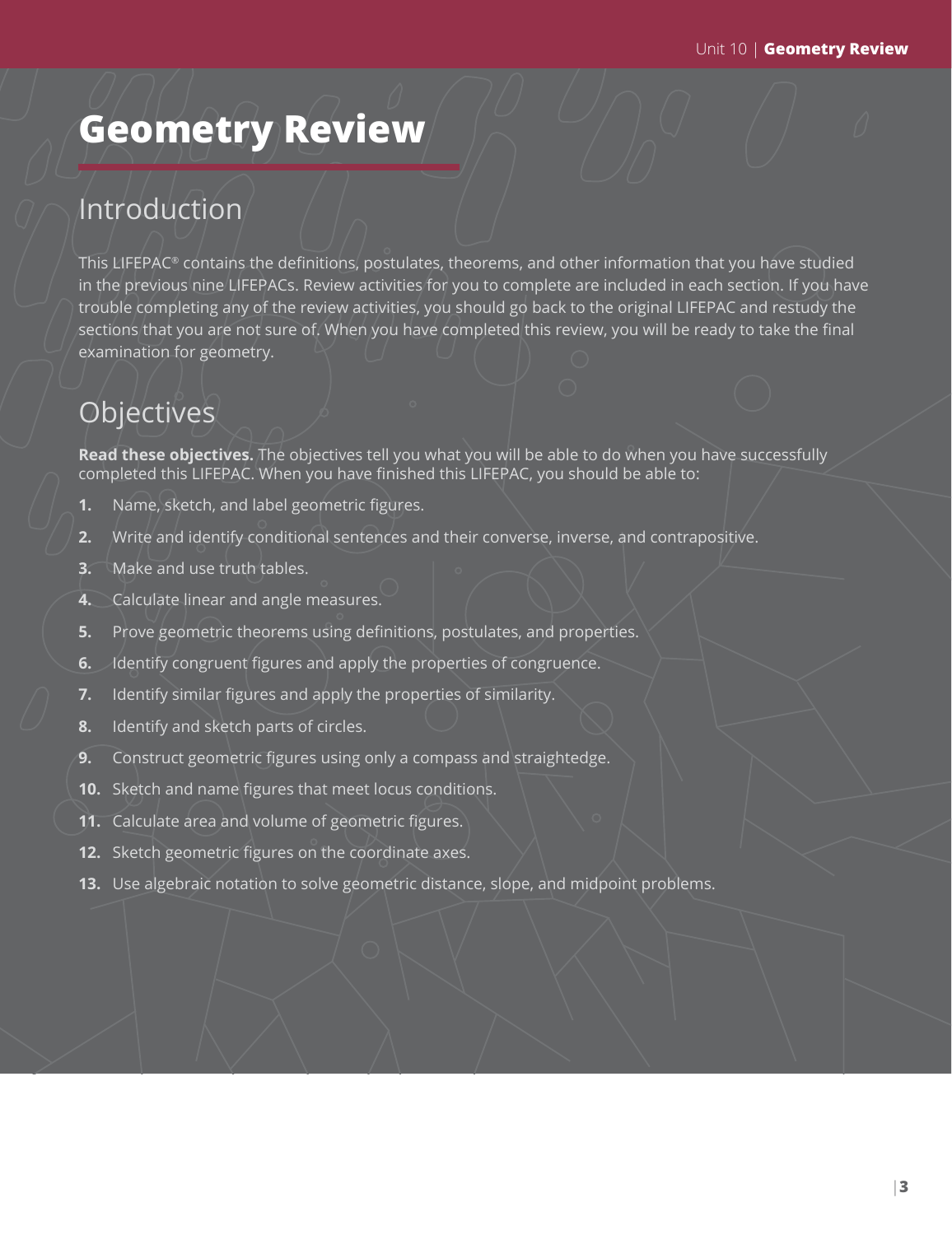# Geometry Review

## Introduction

This LIFEPAC® contains the definitions, postulates, theorems, and other information that you have studied in the previous nine LIFEPACs. Review activities for you to complete are included in each section. If you have trouble completing any of the review activities, you should go back to the original LIFEPAC and restudy the sections that you are not sure of. When you have completed this review, you will be ready to take the final examination for geometry.

## Objectives

**Read these objectives.** The objectives tell you what you will be able to do when you have successfully completed this LIFEPAC. When you have finished this LIFEPAC, you should be able to:

1. Name, sketch, and label geometric figures.
2. Write and identify conditional sentences and their converse, inverse, and contrapositive.
3. Make and use truth tables.
4. Calculate linear and angle measures.
5. Prove geometric theorems using definitions, postulates, and properties.
6. Identify congruent figures and apply the properties of congruence.
7. Identify similar figures and apply the properties of similarity.
8. Identify and sketch parts of circles.
9. Construct geometric figures using only a compass and straightedge.
10. Sketch and name figures that meet locus conditions.
11. Calculate area and volume of geometric figures.
12. Sketch geometric figures on the coordinate axes.
13. Use algebraic notation to solve geometric distance, slope, and midpoint problems.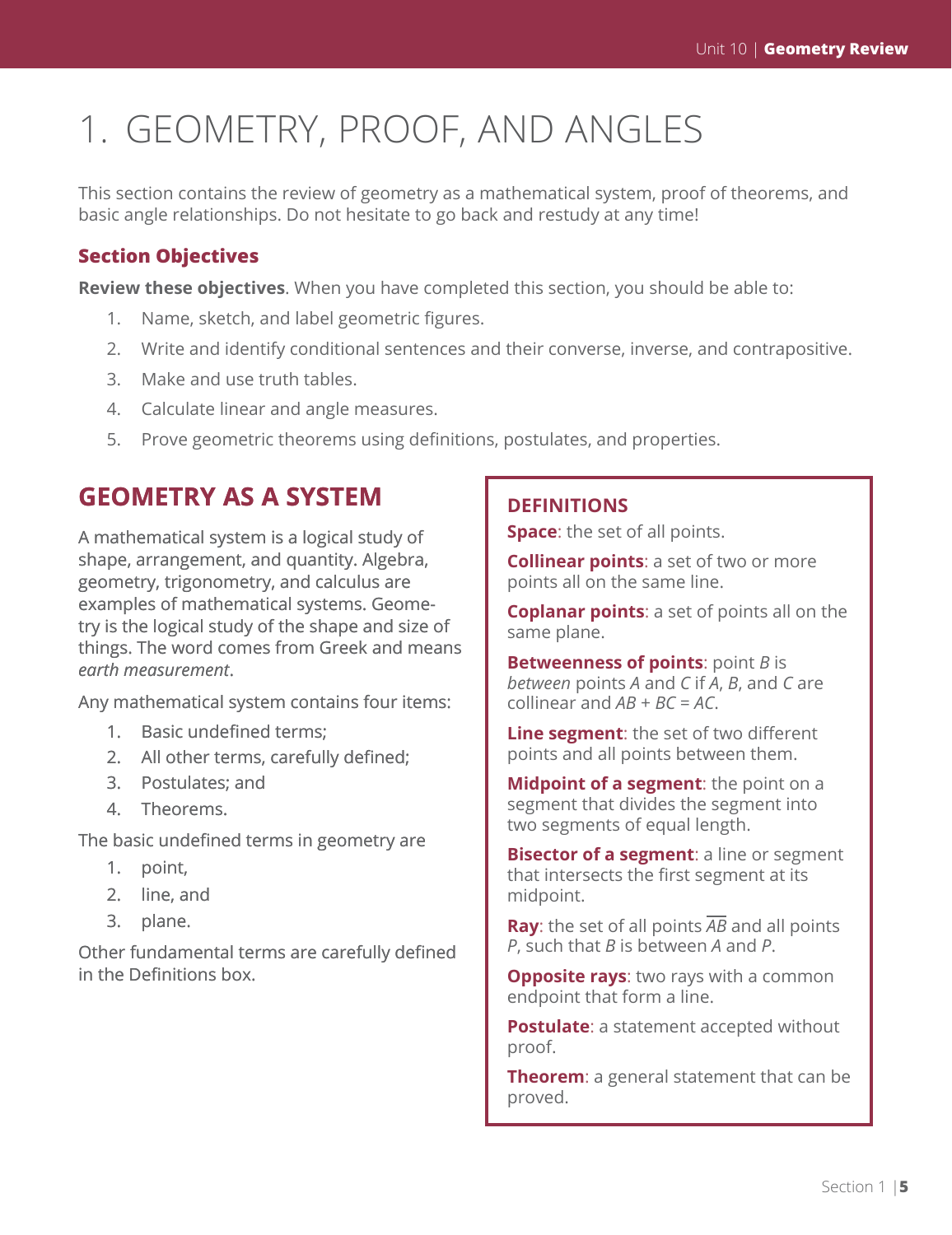# 1. GEOMETRY, PROOF, AND ANGLES

This section contains the review of geometry as a mathematical system, proof of theorems, and basic angle relationships. Do not hesitate to go back and restudy at any time!

### Section Objectives

**Review these objectives**. When you have completed this section, you should be able to:

1. Name, sketch, and label geometric figures.
2. Write and identify conditional sentences and their converse, inverse, and contrapositive.
3. Make and use truth tables.
4. Calculate linear and angle measures.
5. Prove geometric theorems using definitions, postulates, and properties.

## GEOMETRY AS A SYSTEM

A mathematical system is a logical study of shape, arrangement, and quantity. Algebra, geometry, trigonometry, and calculus are examples of mathematical systems. Geometry is the logical study of the shape and size of things. The word comes from Greek and means *earth measurement*.

Any mathematical system contains four items:

1. Basic undefined terms;
2. All other terms, carefully defined;
3. Postulates; and
4. Theorems.

The basic undefined terms in geometry are

1. point,
2. line, and
3. plane.

Other fundamental terms are carefully defined in the Definitions box.

### DEFINITIONS

**Space**: the set of all points.

**Collinear points**: a set of two or more points all on the same line.

**Coplanar points**: a set of points all on the same plane.

**Betweenness of points**: point $B$ is *between* points $A$ and $C$ if $A$, $B$, and $C$ are collinear and $AB + BC = AC$.

**Line segment**: the set of two different points and all points between them.

**Midpoint of a segment**: the point on a segment that divides the segment into two segments of equal length.

**Bisector of a segment**: a line or segment that intersects the first segment at its midpoint.

**Ray**: the set of all points $\overline{AB}$ and all points $P$, such that $B$ is between $A$ and $P$.

**Opposite rays**: two rays with a common endpoint that form a line.

**Postulate**: a statement accepted without proof.

**Theorem**: a general statement that can be proved.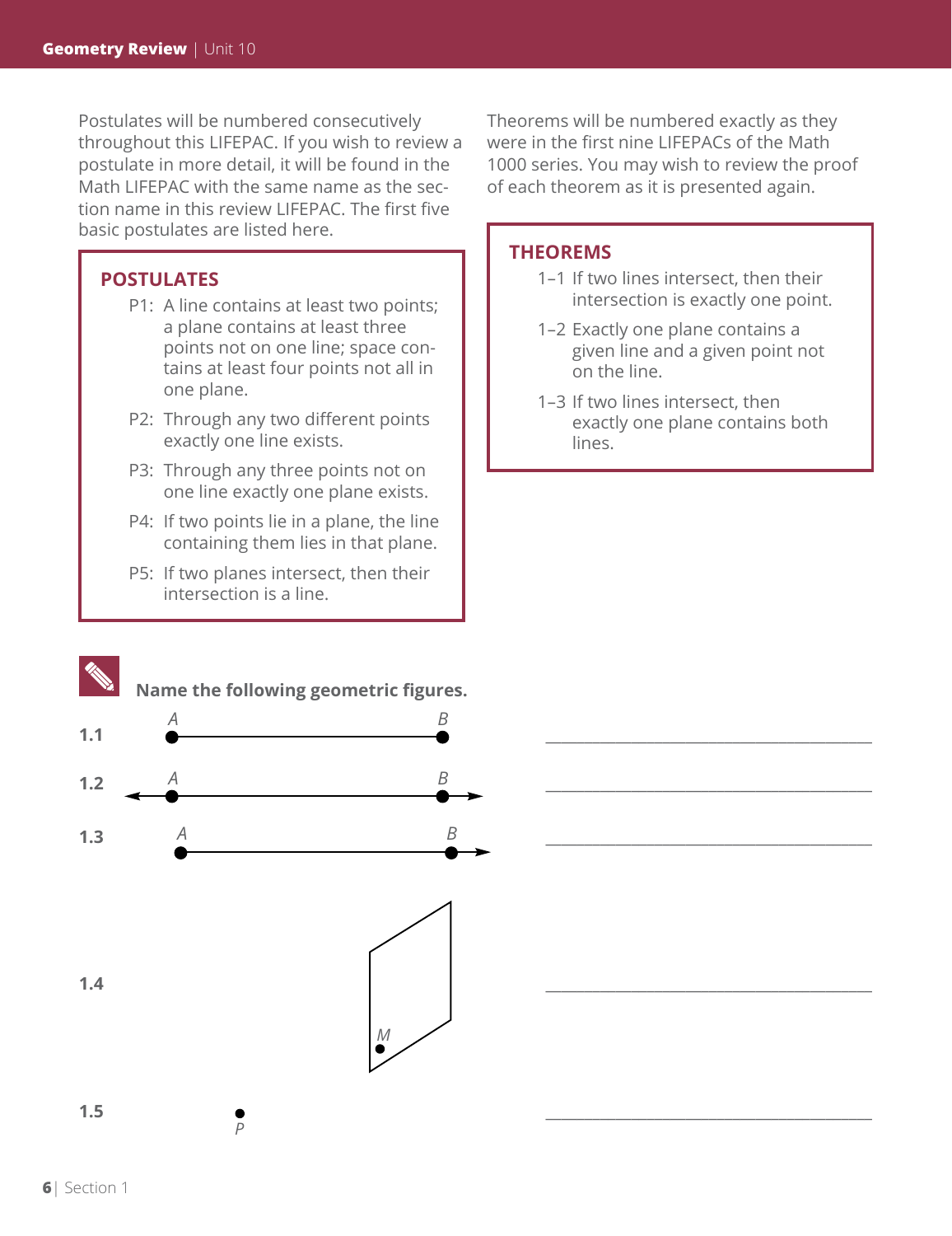Postulates will be numbered consecutively throughout this LIFEPAC. If you wish to review a postulate in more detail, it will be found in the Math LIFEPAC with the same name as the section name in this review LIFEPAC. The first five basic postulates are listed here.

### POSTULATES

P1: A line contains at least two points; a plane contains at least three points not on one line; space contains at least four points not all in one plane.

P2: Through any two different points exactly one line exists.

P3: Through any three points not on one line exactly one plane exists.

P4: If two points lie in a plane, the line containing them lies in that plane.

P5: If two planes intersect, then their intersection is a line.

Theorems will be numbered exactly as they were in the first nine LIFEPACs of the Math 1000 series. You may wish to review the proof of each theorem as it is presented again.

### THEOREMS

1–1 If two lines intersect, then their intersection is exactly one point.

1–2 Exactly one plane contains a given line and a given point not on the line.

1–3 If two lines intersect, then exactly one plane contains both lines.

**Name the following geometric figures.**

**1.1** A ●———● B ______________________

**1.2** ←●———●→ A B ______________________

**1.3** A ●———●→ B ______________________

**1.4** (plane containing point M) ______________________

**1.5** ● P ______________________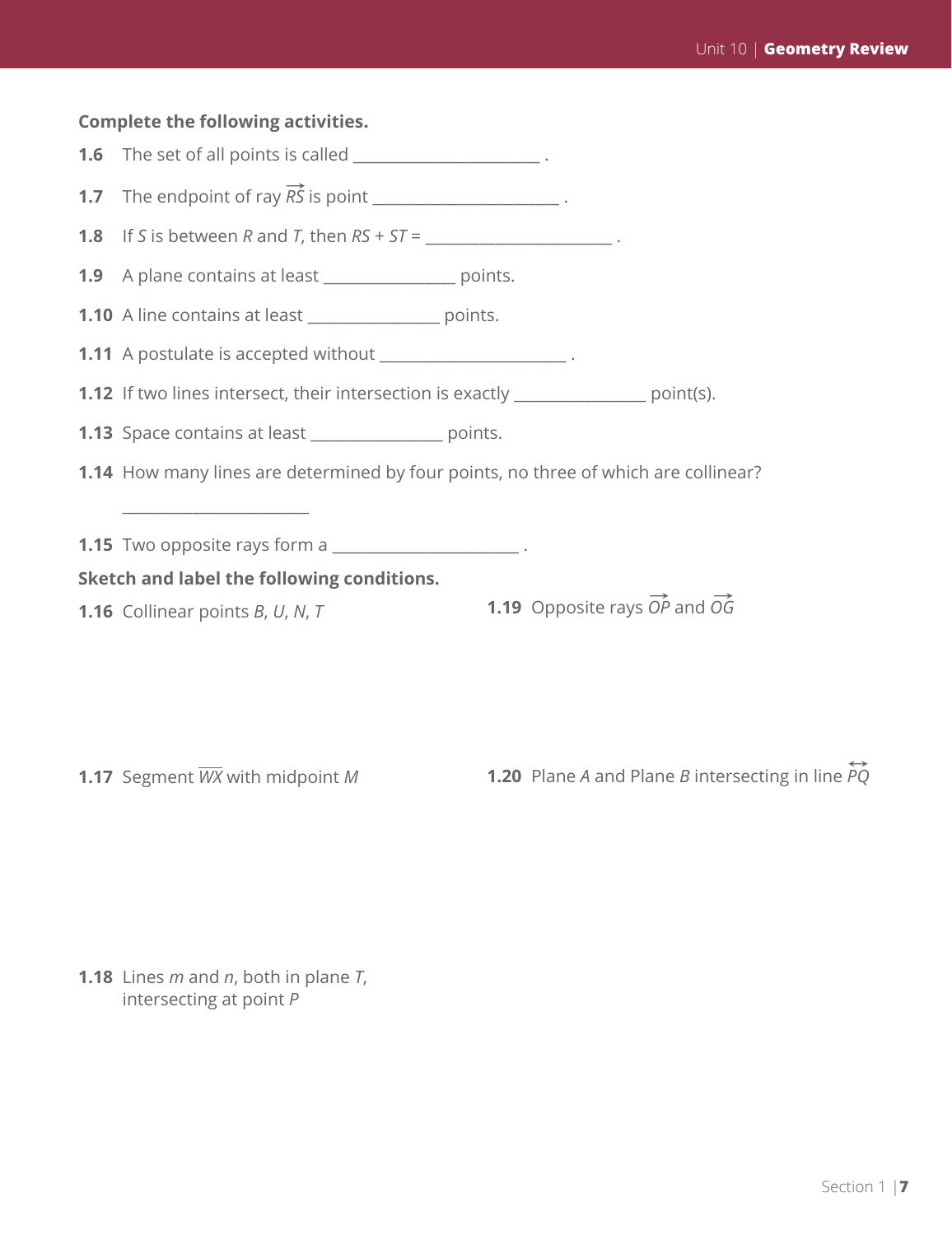**Complete the following activities.**

**1.6** The set of all points is called ______________________ .

**1.7** The endpoint of ray $\overrightarrow{RS}$ is point ______________________ .

**1.8** If $S$ is between $R$ and $T$, then $RS + ST =$ ______________________ .

**1.9** A plane contains at least _______________ points.

**1.10** A line contains at least _______________ points.

**1.11** A postulate is accepted without ______________________ .

**1.12** If two lines intersect, their intersection is exactly _______________ point(s).

**1.13** Space contains at least _______________ points.

**1.14** How many lines are determined by four points, no three of which are collinear?

______________________

**1.15** Two opposite rays form a ______________________ .

**Sketch and label the following conditions.**

**1.16** Collinear points $B$, $U$, $N$, $T$

**1.17** Segment $\overline{WX}$ with midpoint $M$

**1.18** Lines $m$ and $n$, both in plane $T$, intersecting at point $P$

**1.19** Opposite rays $\overrightarrow{OP}$ and $\overrightarrow{OG}$

**1.20** Plane $A$ and Plane $B$ intersecting in line $\overleftrightarrow{PQ}$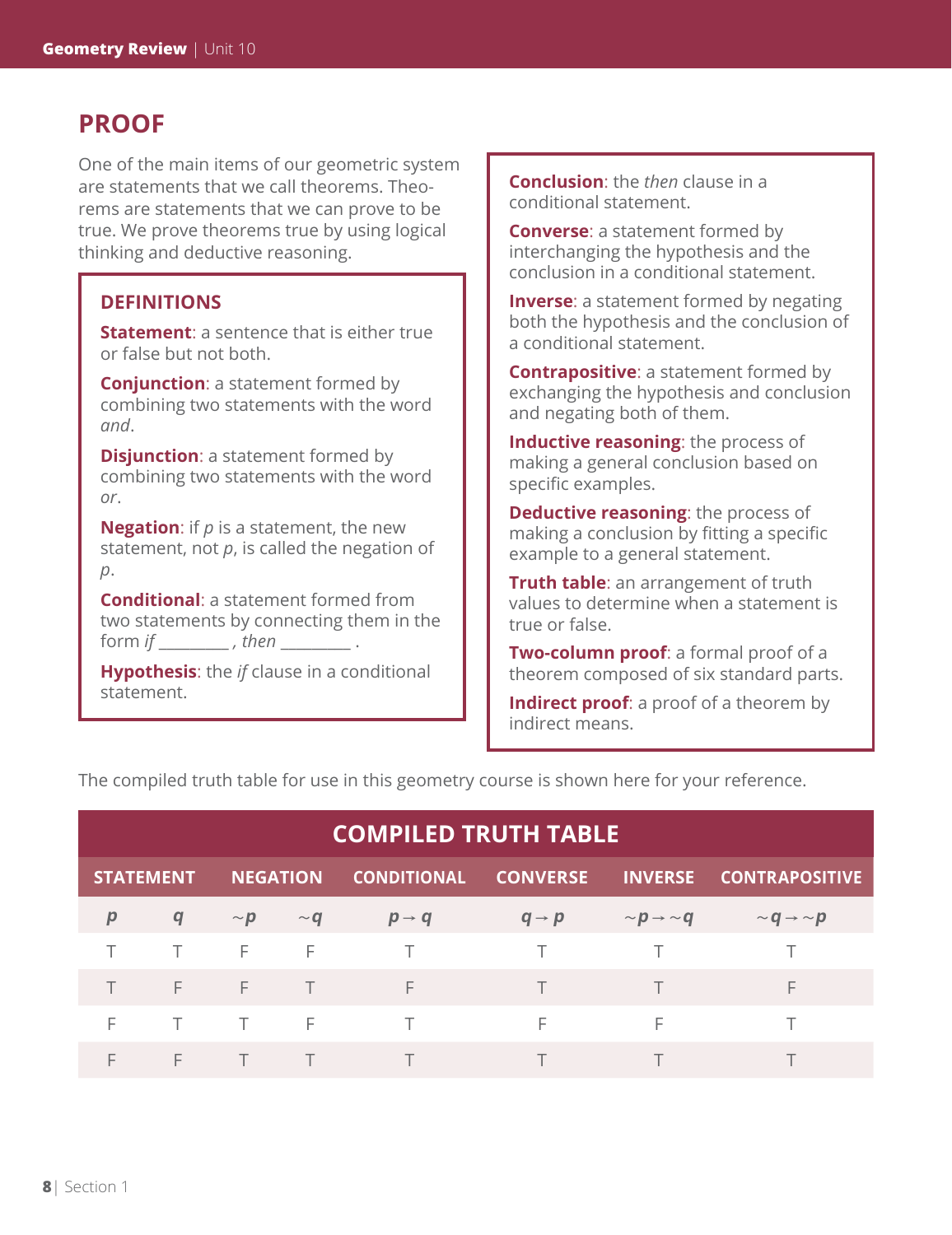# PROOF

One of the main items of our geometric system are statements that we call theorems. Theorems are statements that we can prove to be true. We prove theorems true by using logical thinking and deductive reasoning.

## DEFINITIONS

**Statement**: a sentence that is either true or false but not both.

**Conjunction**: a statement formed by combining two statements with the word *and*.

**Disjunction**: a statement formed by combining two statements with the word *or*.

**Negation**: if $p$ is a statement, the new statement, not $p$, is called the negation of $p$.

**Conditional**: a statement formed from two statements by connecting them in the form *if* ________ , *then* ________ .

**Hypothesis**: the *if* clause in a conditional statement.

**Conclusion**: the *then* clause in a conditional statement.

**Converse**: a statement formed by interchanging the hypothesis and the conclusion in a conditional statement.

**Inverse**: a statement formed by negating both the hypothesis and the conclusion of a conditional statement.

**Contrapositive**: a statement formed by exchanging the hypothesis and conclusion and negating both of them.

**Inductive reasoning**: the process of making a general conclusion based on specific examples.

**Deductive reasoning**: the process of making a conclusion by fitting a specific example to a general statement.

**Truth table**: an arrangement of truth values to determine when a statement is true or false.

**Two-column proof**: a formal proof of a theorem composed of six standard parts.

**Indirect proof**: a proof of a theorem by indirect means.

The compiled truth table for use in this geometry course is shown here for your reference.

| COMPILED TRUTH TABLE | | | | | | | |
|---|---|---|---|---|---|---|---|
| STATEMENT | | NEGATION | | CONDITIONAL | CONVERSE | INVERSE | CONTRAPOSITIVE |
| $p$ | $q$ | $\sim p$ | $\sim q$ | $p \rightarrow q$ | $q \rightarrow p$ | $\sim p \rightarrow \sim q$ | $\sim q \rightarrow \sim p$ |
| T | T | F | F | T | T | T | T |
| T | F | F | T | F | T | T | F |
| F | T | T | F | T | F | F | T |
| F | F | T | T | T | T | T | T |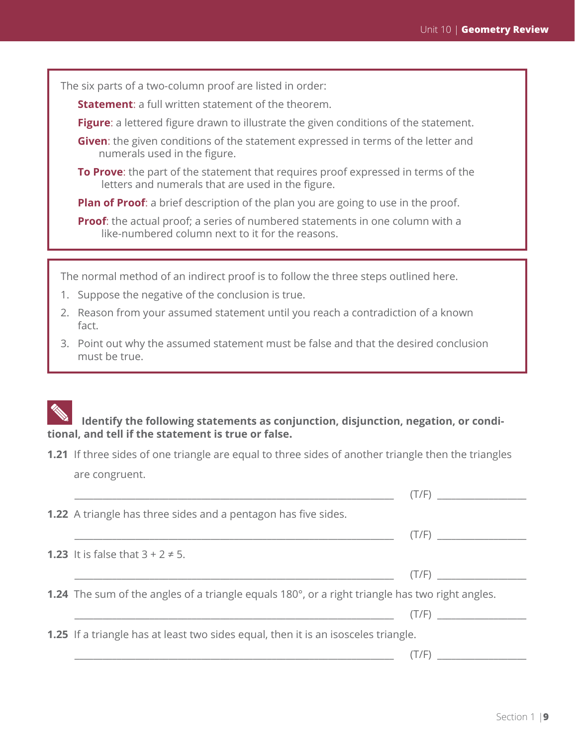The six parts of a two-column proof are listed in order:

**Statement**: a full written statement of the theorem.

**Figure**: a lettered figure drawn to illustrate the given conditions of the statement.

**Given**: the given conditions of the statement expressed in terms of the letter and numerals used in the figure.

**To Prove**: the part of the statement that requires proof expressed in terms of the letters and numerals that are used in the figure.

**Plan of Proof**: a brief description of the plan you are going to use in the proof.

**Proof**: the actual proof; a series of numbered statements in one column with a like-numbered column next to it for the reasons.

The normal method of an indirect proof is to follow the three steps outlined here.

1. Suppose the negative of the conclusion is true.
2. Reason from your assumed statement until you reach a contradiction of a known fact.
3. Point out why the assumed statement must be false and that the desired conclusion must be true.

**Identify the following statements as conjunction, disjunction, negation, or conditional, and tell if the statement is true or false.**

**1.21** If three sides of one triangle are equal to three sides of another triangle then the triangles are congruent.

________________________________ (T/F) __________

**1.22** A triangle has three sides and a pentagon has five sides.

________________________________ (T/F) __________

**1.23** It is false that $3 + 2 \neq 5$.

________________________________ (T/F) __________

**1.24** The sum of the angles of a triangle equals 180°, or a right triangle has two right angles.

________________________________ (T/F) __________

**1.25** If a triangle has at least two sides equal, then it is an isosceles triangle.

________________________________ (T/F) __________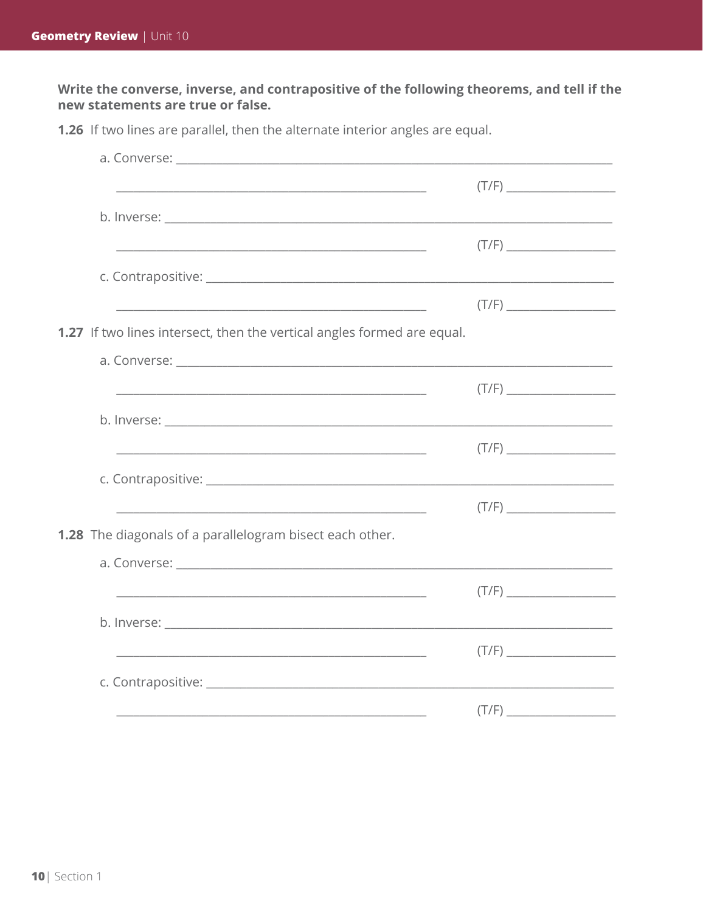**Write the converse, inverse, and contrapositive of the following theorems, and tell if the new statements are true or false.**

**1.26** If two lines are parallel, then the alternate interior angles are equal.

a. Converse: ______________________________________________

______________________________________________ (T/F) ____________

b. Inverse: ______________________________________________

______________________________________________ (T/F) ____________

c. Contrapositive: ______________________________________________

______________________________________________ (T/F) ____________

**1.27** If two lines intersect, then the vertical angles formed are equal.

a. Converse: ______________________________________________

______________________________________________ (T/F) ____________

b. Inverse: ______________________________________________

______________________________________________ (T/F) ____________

c. Contrapositive: ______________________________________________

______________________________________________ (T/F) ____________

**1.28** The diagonals of a parallelogram bisect each other.

a. Converse: ______________________________________________

______________________________________________ (T/F) ____________

b. Inverse: ______________________________________________

______________________________________________ (T/F) ____________

c. Contrapositive: ______________________________________________

______________________________________________ (T/F) ____________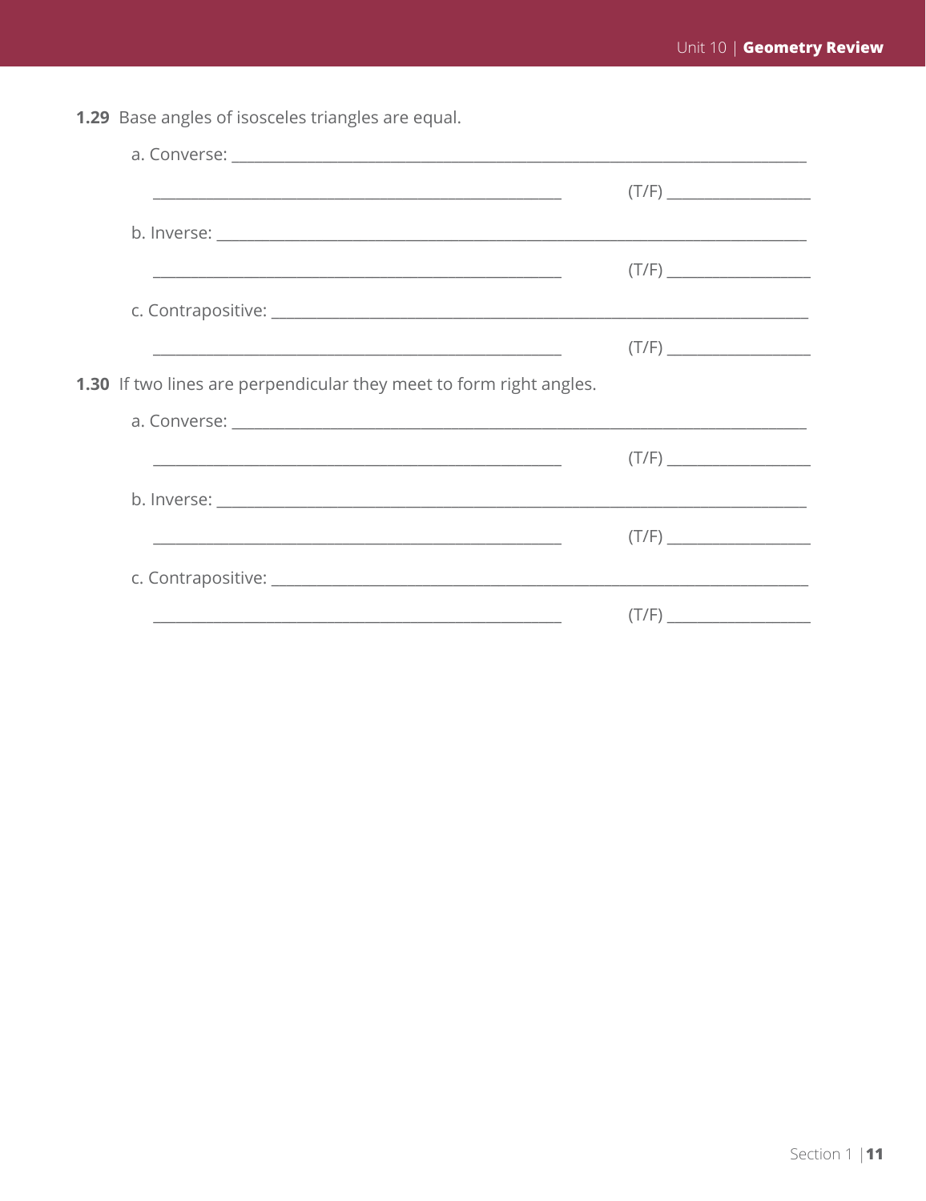**1.29** Base angles of isosceles triangles are equal.

a. Converse: ______________________________________________________________

______________________________________________ (T/F) ________________

b. Inverse: ________________________________________________________________

______________________________________________ (T/F) ________________

c. Contrapositive: __________________________________________________________

______________________________________________ (T/F) ________________

**1.30** If two lines are perpendicular they meet to form right angles.

a. Converse: ______________________________________________________________

______________________________________________ (T/F) ________________

b. Inverse: ________________________________________________________________

______________________________________________ (T/F) ________________

c. Contrapositive: __________________________________________________________

______________________________________________ (T/F) ________________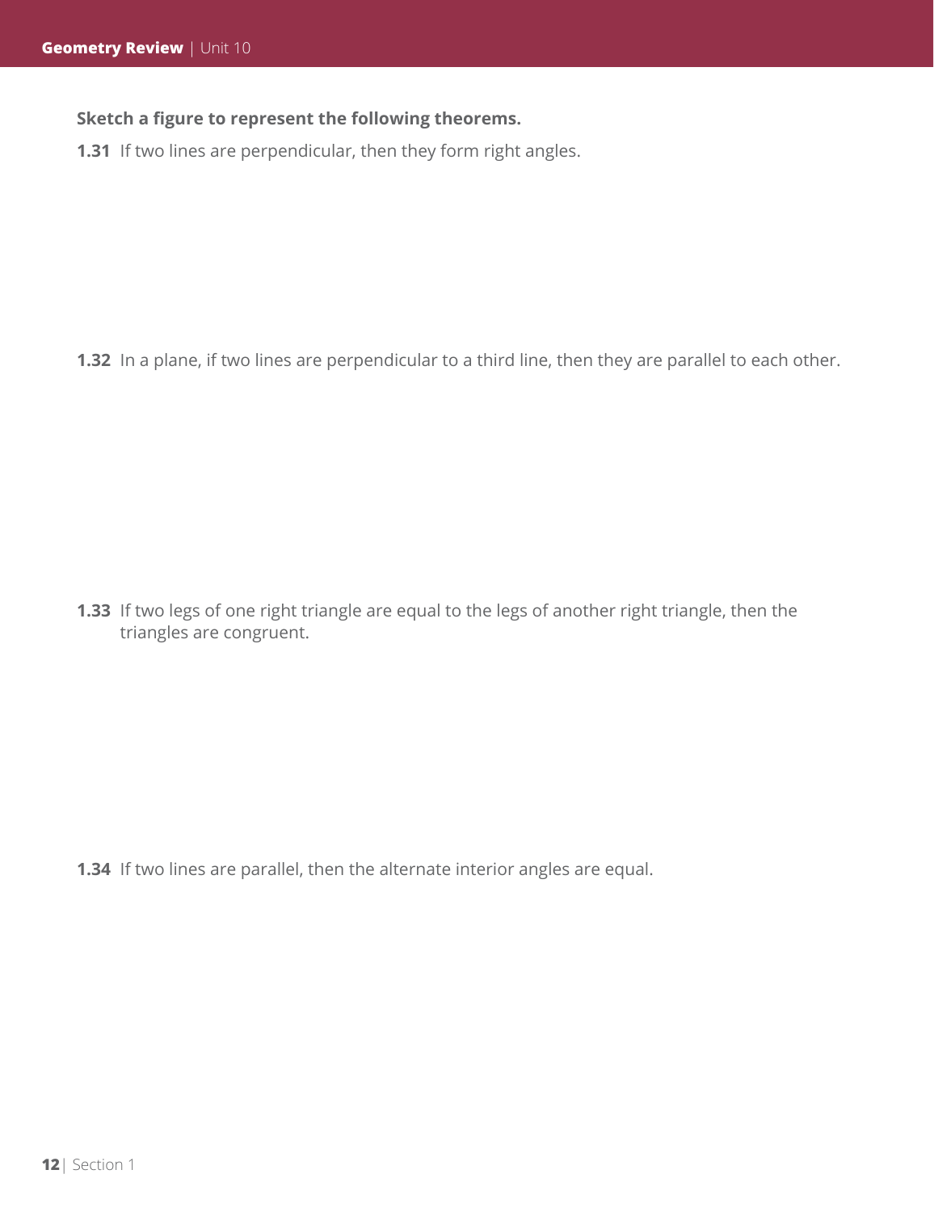**Sketch a figure to represent the following theorems.**

**1.31** If two lines are perpendicular, then they form right angles.

**1.32** In a plane, if two lines are perpendicular to a third line, then they are parallel to each other.

**1.33** If two legs of one right triangle are equal to the legs of another right triangle, then the triangles are congruent.

**1.34** If two lines are parallel, then the alternate interior angles are equal.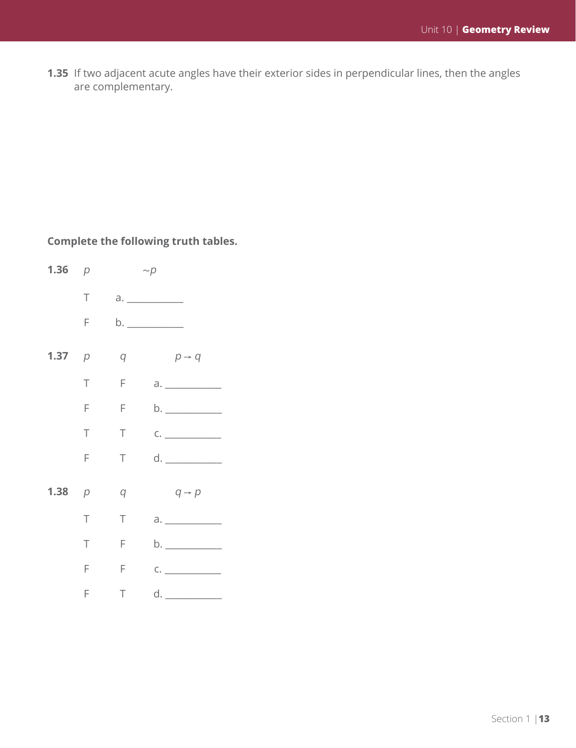**1.35** If two adjacent acute angles have their exterior sides in perpendicular lines, then the angles are complementary.

**Complete the following truth tables.**

**1.36**

| $p$ | $\sim p$ |
|---|---|
| T | a. ____________ |
| F | b. ____________ |

**1.37**

| $p$ | $q$ | $p \rightarrow q$ |
|---|---|---|
| T | F | a. ____________ |
| F | F | b. ____________ |
| T | T | c. ____________ |
| F | T | d. ____________ |

**1.38**

| $p$ | $q$ | $q \rightarrow p$ |
|---|---|---|
| T | T | a. ____________ |
| T | F | b. ____________ |
| F | F | c. ____________ |
| F | T | d. ____________ |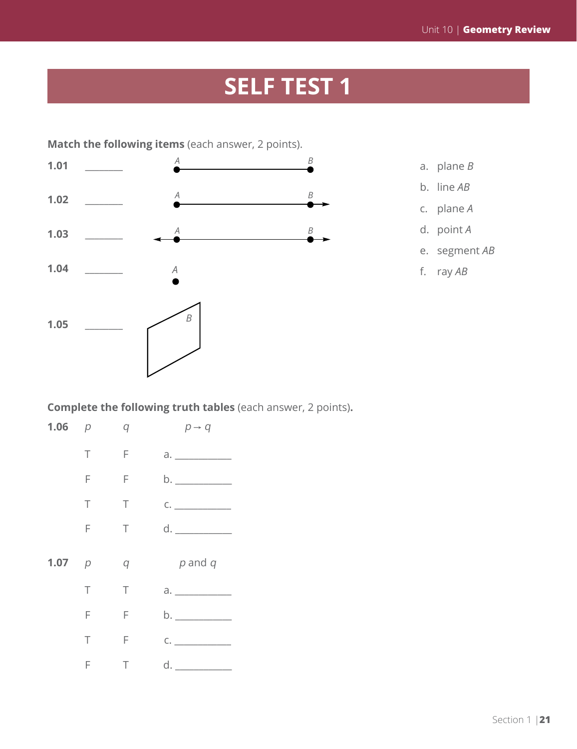# SELF TEST 1

**Match the following items** (each answer, 2 points).

**1.01** ________ A ●————● B

**1.02** ________ A ●————●→ B

**1.03** ________ ←●————●→ A B

**1.04** ________ A ●

**1.05** ________ [plane labeled B]

a. plane *B*

b. line *AB*

c. plane *A*

d. point *A*

e. segment *AB*

f. ray *AB*

**Complete the following truth tables** (each answer, 2 points)**.**

**1.06**

| $p$ | $q$ | $p \rightarrow q$ |
|---|---|---|
| T | F | a. ___________ |
| F | F | b. ___________ |
| T | T | c. ___________ |
| F | T | d. ___________ |

**1.07**

| $p$ | $q$ | $p$ and $q$ |
|---|---|---|
| T | T | a. ___________ |
| F | F | b. ___________ |
| T | F | c. ___________ |
| F | T | d. ___________ |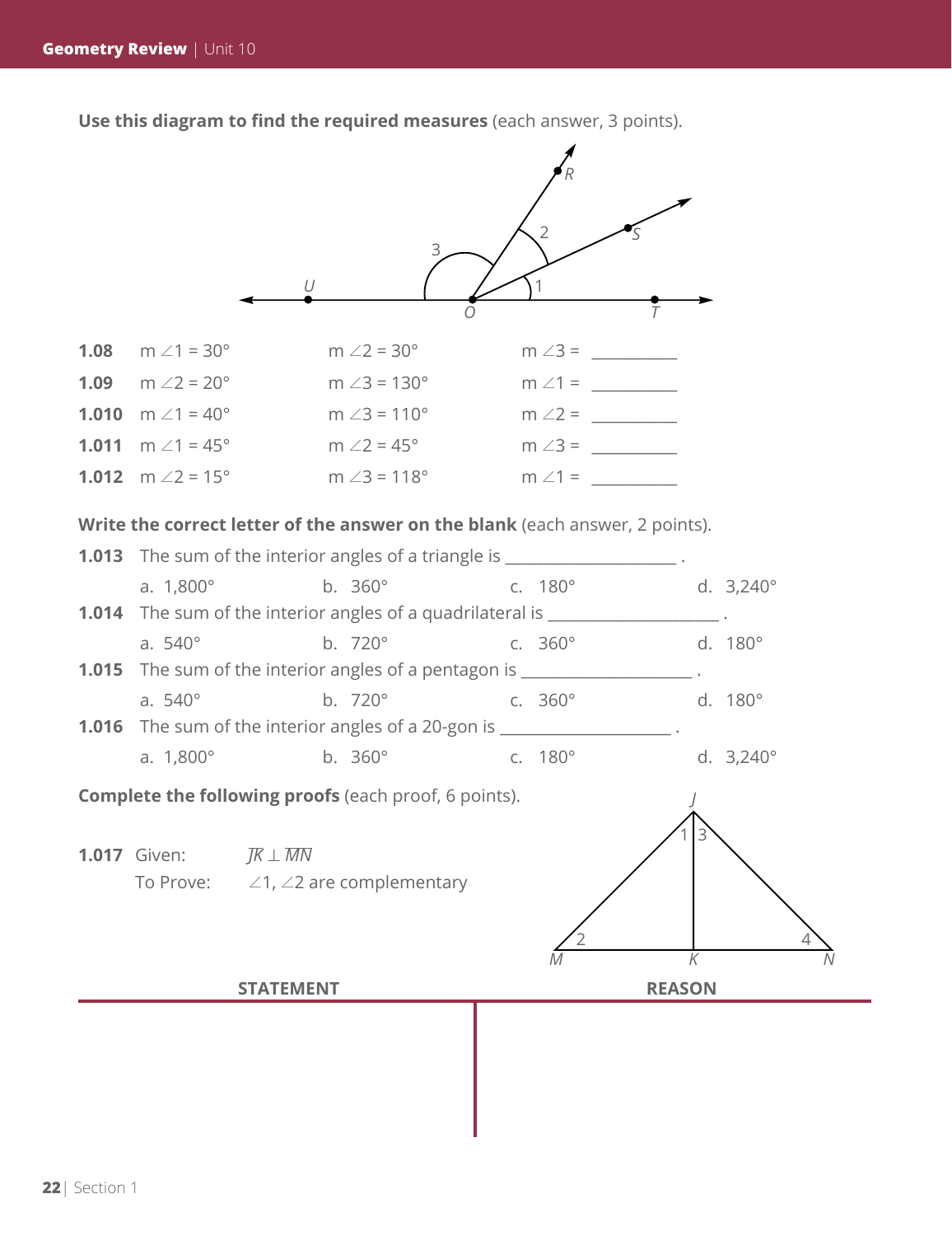**Use this diagram to find the required measures** (each answer, 3 points).

| | | | |
|---|---|---|---|
| **1.08** | m $\angle 1 = 30°$ | m $\angle 2 = 30°$ | m $\angle 3$ = __________ |
| **1.09** | m $\angle 2 = 20°$ | m $\angle 3 = 130°$ | m $\angle 1$ = __________ |
| **1.010** | m $\angle 1 = 40°$ | m $\angle 3 = 110°$ | m $\angle 2$ = __________ |
| **1.011** | m $\angle 1 = 45°$ | m $\angle 2 = 45°$ | m $\angle 3$ = __________ |
| **1.012** | m $\angle 2 = 15°$ | m $\angle 3 = 118°$ | m $\angle 1$ = __________ |

**Write the correct letter of the answer on the blank** (each answer, 2 points).

**1.013** The sum of the interior angles of a triangle is ____________________ .

a. 1,800° b. 360° c. 180° d. 3,240°

**1.014** The sum of the interior angles of a quadrilateral is ____________________ .

a. 540° b. 720° c. 360° d. 180°

**1.015** The sum of the interior angles of a pentagon is ____________________ .

a. 540° b. 720° c. 360° d. 180°

**1.016** The sum of the interior angles of a 20-gon is ____________________ .

a. 1,800° b. 360° c. 180° d. 3,240°

**Complete the following proofs** (each proof, 6 points).

**1.017** Given: $\overline{JK} \perp \overline{MN}$

To Prove: $\angle 1$, $\angle 2$ are complementary

| STATEMENT | REASON |
|---|---|
| | |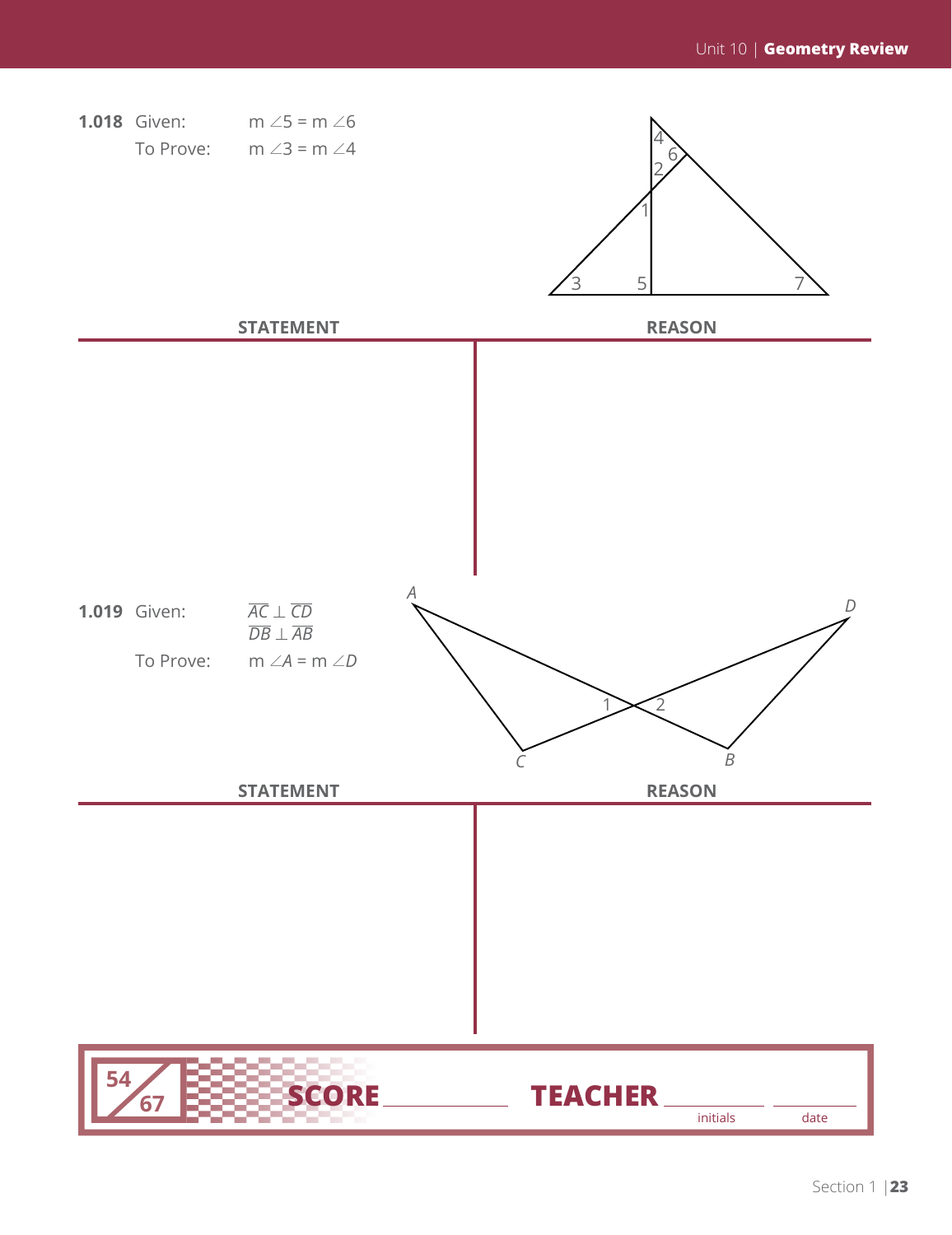**1.018** Given: m $\angle 5$ = m $\angle 6$

To Prove: m $\angle 3$ = m $\angle 4$

| STATEMENT | REASON |
|---|---|
| | |

**1.019** Given: $\overline{AC} \perp \overline{CD}$

$\overline{DB} \perp \overline{AB}$

To Prove: m $\angle A$ = m $\angle D$

| STATEMENT | REASON |
|---|---|
| | |

54/67 SCORE ______ TEACHER ______ initials ______ date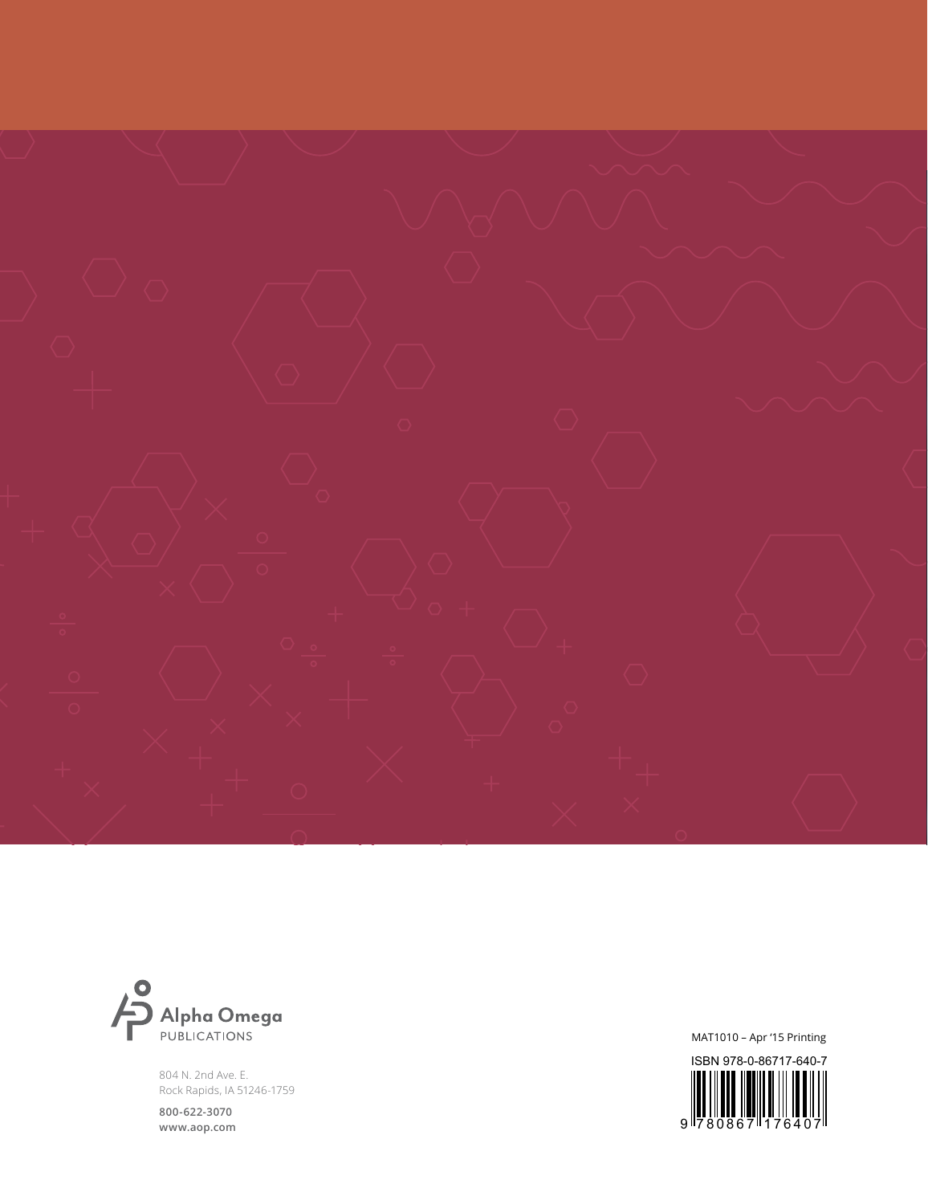Alpha Omega
PUBLICATIONS

804 N. 2nd Ave. E.
Rock Rapids, IA 51246-1759

**800-622-3070**
**www.aop.com**

MAT1010 – Apr '15 Printing

ISBN 978-0-86717-640-7

9 780867 176407